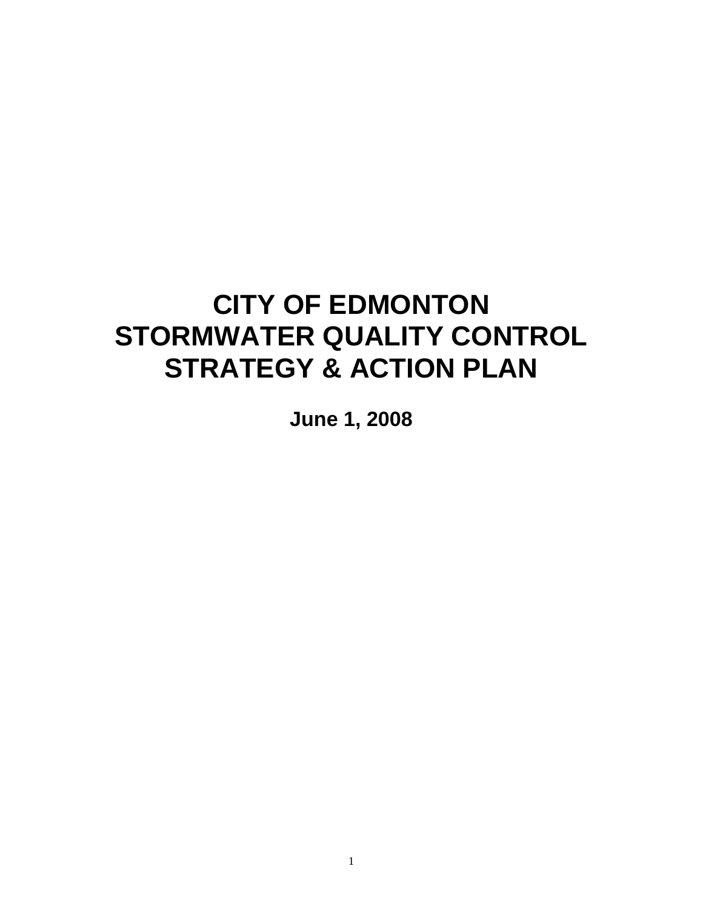# CITY OF EDMONTON STORMWATER QUALITY CONTROL STRATEGY & ACTION PLAN

**June 1, 2008**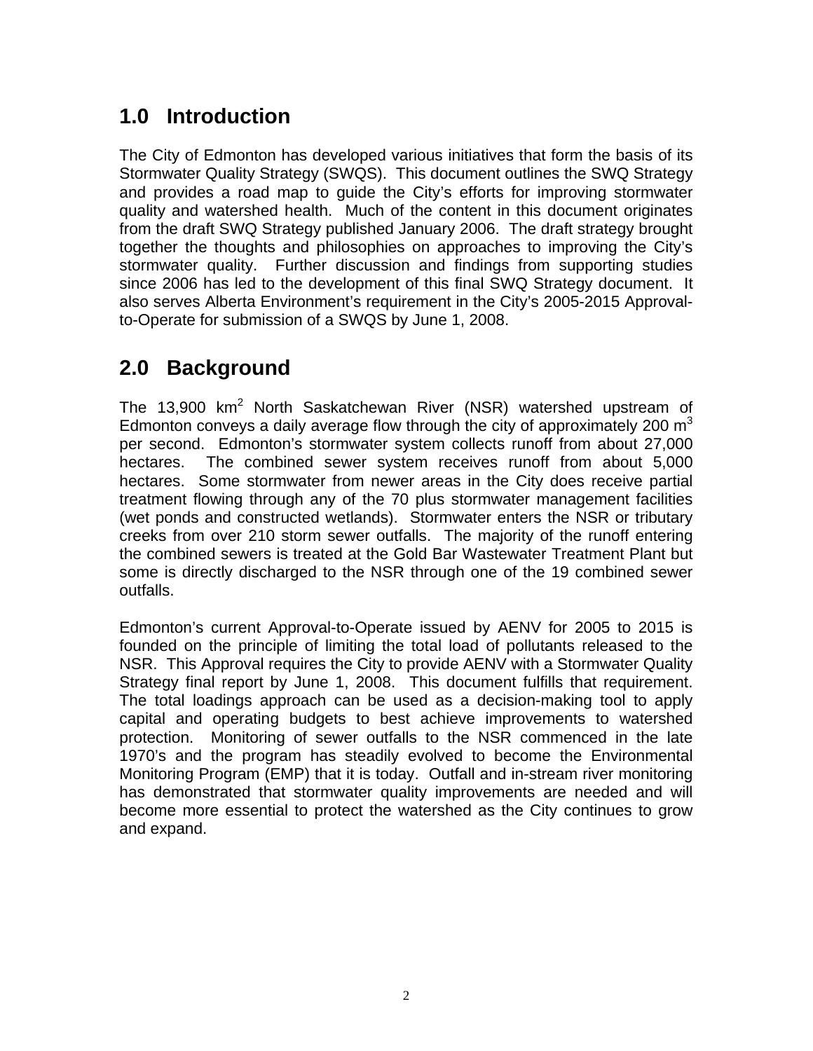## 1.0 Introduction

The City of Edmonton has developed various initiatives that form the basis of its Stormwater Quality Strategy (SWQS). This document outlines the SWQ Strategy and provides a road map to guide the City's efforts for improving stormwater quality and watershed health. Much of the content in this document originates from the draft SWQ Strategy published January 2006. The draft strategy brought together the thoughts and philosophies on approaches to improving the City's stormwater quality. Further discussion and findings from supporting studies since 2006 has led to the development of this final SWQ Strategy document. It also serves Alberta Environment's requirement in the City's 2005-2015 Approval-to-Operate for submission of a SWQS by June 1, 2008.

## 2.0 Background

The 13,900 $km^2$ North Saskatchewan River (NSR) watershed upstream of Edmonton conveys a daily average flow through the city of approximately 200 $m^3$ per second. Edmonton's stormwater system collects runoff from about 27,000 hectares. The combined sewer system receives runoff from about 5,000 hectares. Some stormwater from newer areas in the City does receive partial treatment flowing through any of the 70 plus stormwater management facilities (wet ponds and constructed wetlands). Stormwater enters the NSR or tributary creeks from over 210 storm sewer outfalls. The majority of the runoff entering the combined sewers is treated at the Gold Bar Wastewater Treatment Plant but some is directly discharged to the NSR through one of the 19 combined sewer outfalls.

Edmonton's current Approval-to-Operate issued by AENV for 2005 to 2015 is founded on the principle of limiting the total load of pollutants released to the NSR. This Approval requires the City to provide AENV with a Stormwater Quality Strategy final report by June 1, 2008. This document fulfills that requirement. The total loadings approach can be used as a decision-making tool to apply capital and operating budgets to best achieve improvements to watershed protection. Monitoring of sewer outfalls to the NSR commenced in the late 1970's and the program has steadily evolved to become the Environmental Monitoring Program (EMP) that it is today. Outfall and in-stream river monitoring has demonstrated that stormwater quality improvements are needed and will become more essential to protect the watershed as the City continues to grow and expand.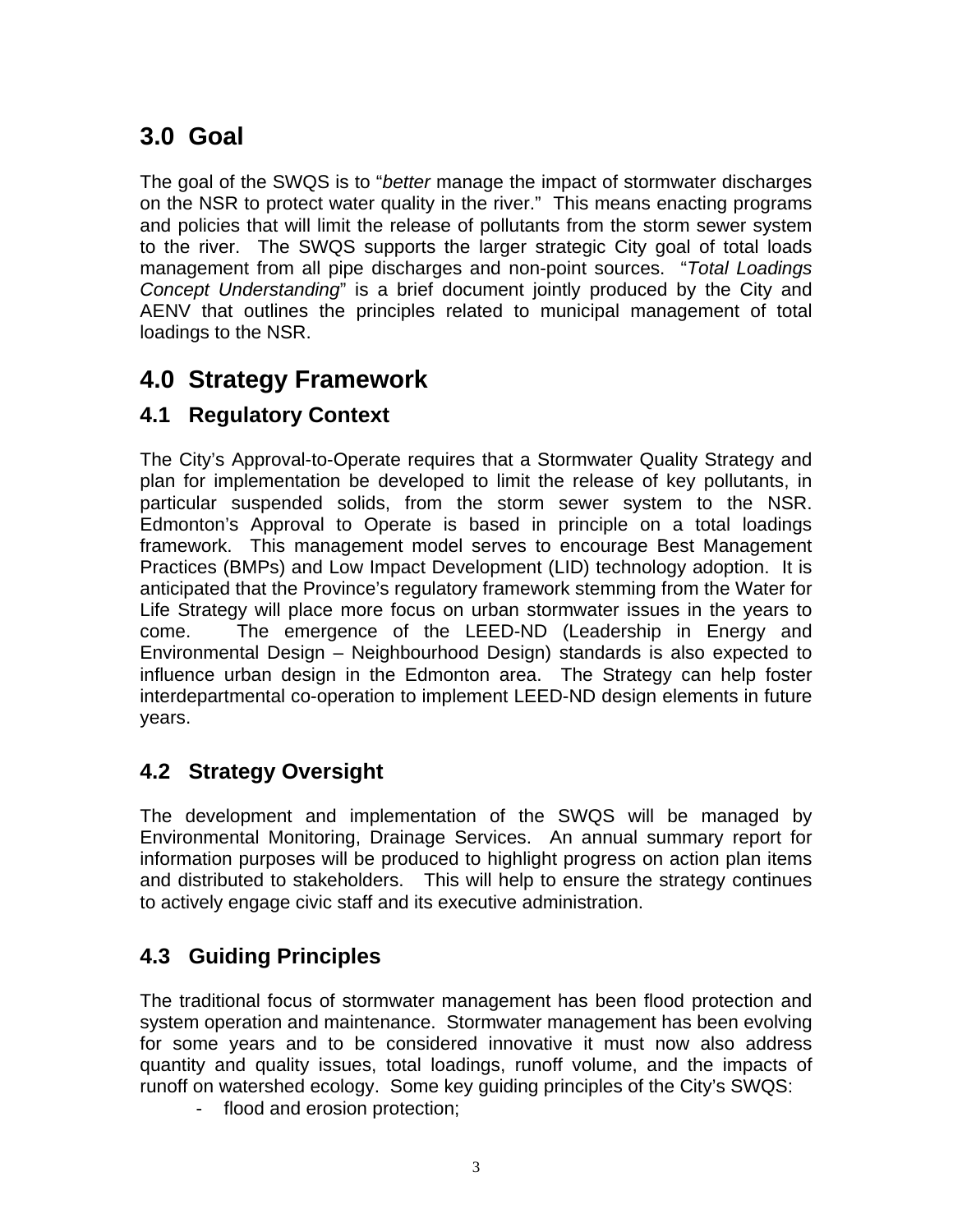# 3.0 Goal

The goal of the SWQS is to "*better* manage the impact of stormwater discharges on the NSR to protect water quality in the river." This means enacting programs and policies that will limit the release of pollutants from the storm sewer system to the river. The SWQS supports the larger strategic City goal of total loads management from all pipe discharges and non-point sources. "*Total Loadings Concept Understanding*" is a brief document jointly produced by the City and AENV that outlines the principles related to municipal management of total loadings to the NSR.

# 4.0 Strategy Framework

## 4.1 Regulatory Context

The City's Approval-to-Operate requires that a Stormwater Quality Strategy and plan for implementation be developed to limit the release of key pollutants, in particular suspended solids, from the storm sewer system to the NSR. Edmonton's Approval to Operate is based in principle on a total loadings framework. This management model serves to encourage Best Management Practices (BMPs) and Low Impact Development (LID) technology adoption. It is anticipated that the Province's regulatory framework stemming from the Water for Life Strategy will place more focus on urban stormwater issues in the years to come. The emergence of the LEED-ND (Leadership in Energy and Environmental Design – Neighbourhood Design) standards is also expected to influence urban design in the Edmonton area. The Strategy can help foster interdepartmental co-operation to implement LEED-ND design elements in future years.

## 4.2 Strategy Oversight

The development and implementation of the SWQS will be managed by Environmental Monitoring, Drainage Services. An annual summary report for information purposes will be produced to highlight progress on action plan items and distributed to stakeholders. This will help to ensure the strategy continues to actively engage civic staff and its executive administration.

## 4.3 Guiding Principles

The traditional focus of stormwater management has been flood protection and system operation and maintenance. Stormwater management has been evolving for some years and to be considered innovative it must now also address quantity and quality issues, total loadings, runoff volume, and the impacts of runoff on watershed ecology. Some key guiding principles of the City's SWQS:

- flood and erosion protection;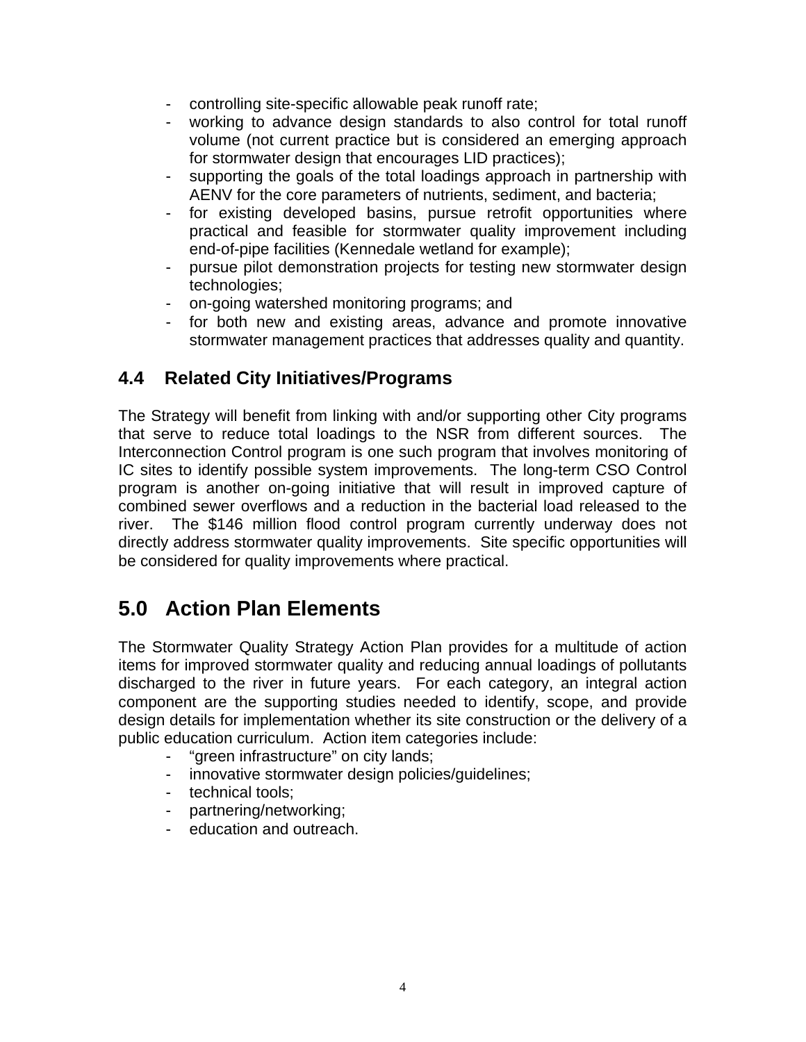- controlling site-specific allowable peak runoff rate;
- working to advance design standards to also control for total runoff volume (not current practice but is considered an emerging approach for stormwater design that encourages LID practices);
- supporting the goals of the total loadings approach in partnership with AENV for the core parameters of nutrients, sediment, and bacteria;
- for existing developed basins, pursue retrofit opportunities where practical and feasible for stormwater quality improvement including end-of-pipe facilities (Kennedale wetland for example);
- pursue pilot demonstration projects for testing new stormwater design technologies;
- on-going watershed monitoring programs; and
- for both new and existing areas, advance and promote innovative stormwater management practices that addresses quality and quantity.

### 4.4 Related City Initiatives/Programs

The Strategy will benefit from linking with and/or supporting other City programs that serve to reduce total loadings to the NSR from different sources. The Interconnection Control program is one such program that involves monitoring of IC sites to identify possible system improvements. The long-term CSO Control program is another on-going initiative that will result in improved capture of combined sewer overflows and a reduction in the bacterial load released to the river. The $146 million flood control program currently underway does not directly address stormwater quality improvements. Site specific opportunities will be considered for quality improvements where practical.

## 5.0 Action Plan Elements

The Stormwater Quality Strategy Action Plan provides for a multitude of action items for improved stormwater quality and reducing annual loadings of pollutants discharged to the river in future years. For each category, an integral action component are the supporting studies needed to identify, scope, and provide design details for implementation whether its site construction or the delivery of a public education curriculum. Action item categories include:

- “green infrastructure” on city lands;
- innovative stormwater design policies/guidelines;
- technical tools;
- partnering/networking;
- education and outreach.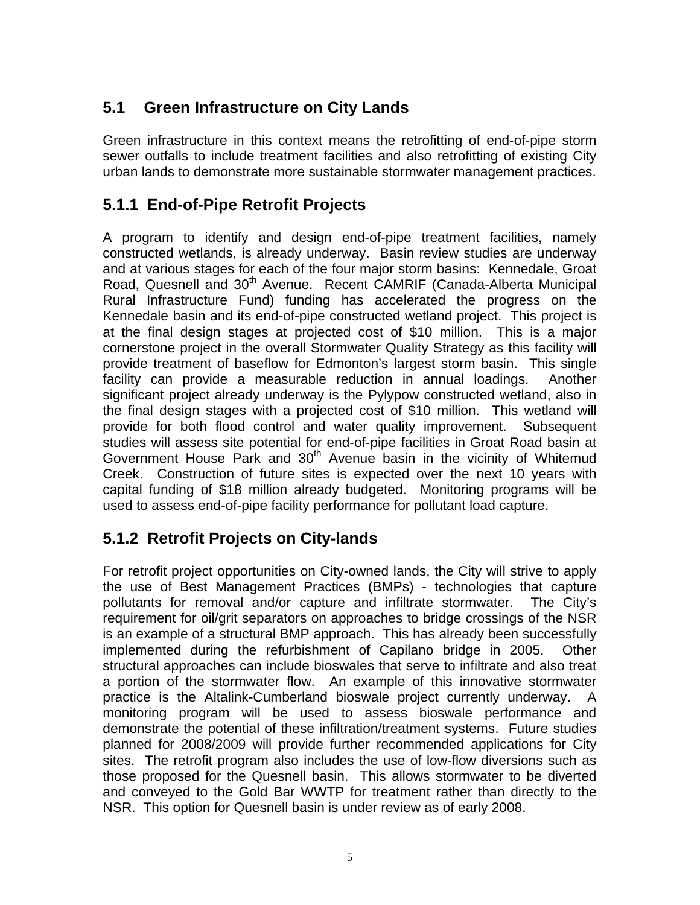## 5.1 Green Infrastructure on City Lands

Green infrastructure in this context means the retrofitting of end-of-pipe storm sewer outfalls to include treatment facilities and also retrofitting of existing City urban lands to demonstrate more sustainable stormwater management practices.

### 5.1.1 End-of-Pipe Retrofit Projects

A program to identify and design end-of-pipe treatment facilities, namely constructed wetlands, is already underway. Basin review studies are underway and at various stages for each of the four major storm basins: Kennedale, Groat Road, Quesnell and 30th Avenue. Recent CAMRIF (Canada-Alberta Municipal Rural Infrastructure Fund) funding has accelerated the progress on the Kennedale basin and its end-of-pipe constructed wetland project. This project is at the final design stages at projected cost of $10 million. This is a major cornerstone project in the overall Stormwater Quality Strategy as this facility will provide treatment of baseflow for Edmonton's largest storm basin. This single facility can provide a measurable reduction in annual loadings. Another significant project already underway is the Pylypow constructed wetland, also in the final design stages with a projected cost of $10 million. This wetland will provide for both flood control and water quality improvement. Subsequent studies will assess site potential for end-of-pipe facilities in Groat Road basin at Government House Park and 30th Avenue basin in the vicinity of Whitemud Creek. Construction of future sites is expected over the next 10 years with capital funding of $18 million already budgeted. Monitoring programs will be used to assess end-of-pipe facility performance for pollutant load capture.

### 5.1.2 Retrofit Projects on City-lands

For retrofit project opportunities on City-owned lands, the City will strive to apply the use of Best Management Practices (BMPs) - technologies that capture pollutants for removal and/or capture and infiltrate stormwater. The City's requirement for oil/grit separators on approaches to bridge crossings of the NSR is an example of a structural BMP approach. This has already been successfully implemented during the refurbishment of Capilano bridge in 2005. Other structural approaches can include bioswales that serve to infiltrate and also treat a portion of the stormwater flow. An example of this innovative stormwater practice is the Altalink-Cumberland bioswale project currently underway. A monitoring program will be used to assess bioswale performance and demonstrate the potential of these infiltration/treatment systems. Future studies planned for 2008/2009 will provide further recommended applications for City sites. The retrofit program also includes the use of low-flow diversions such as those proposed for the Quesnell basin. This allows stormwater to be diverted and conveyed to the Gold Bar WWTP for treatment rather than directly to the NSR. This option for Quesnell basin is under review as of early 2008.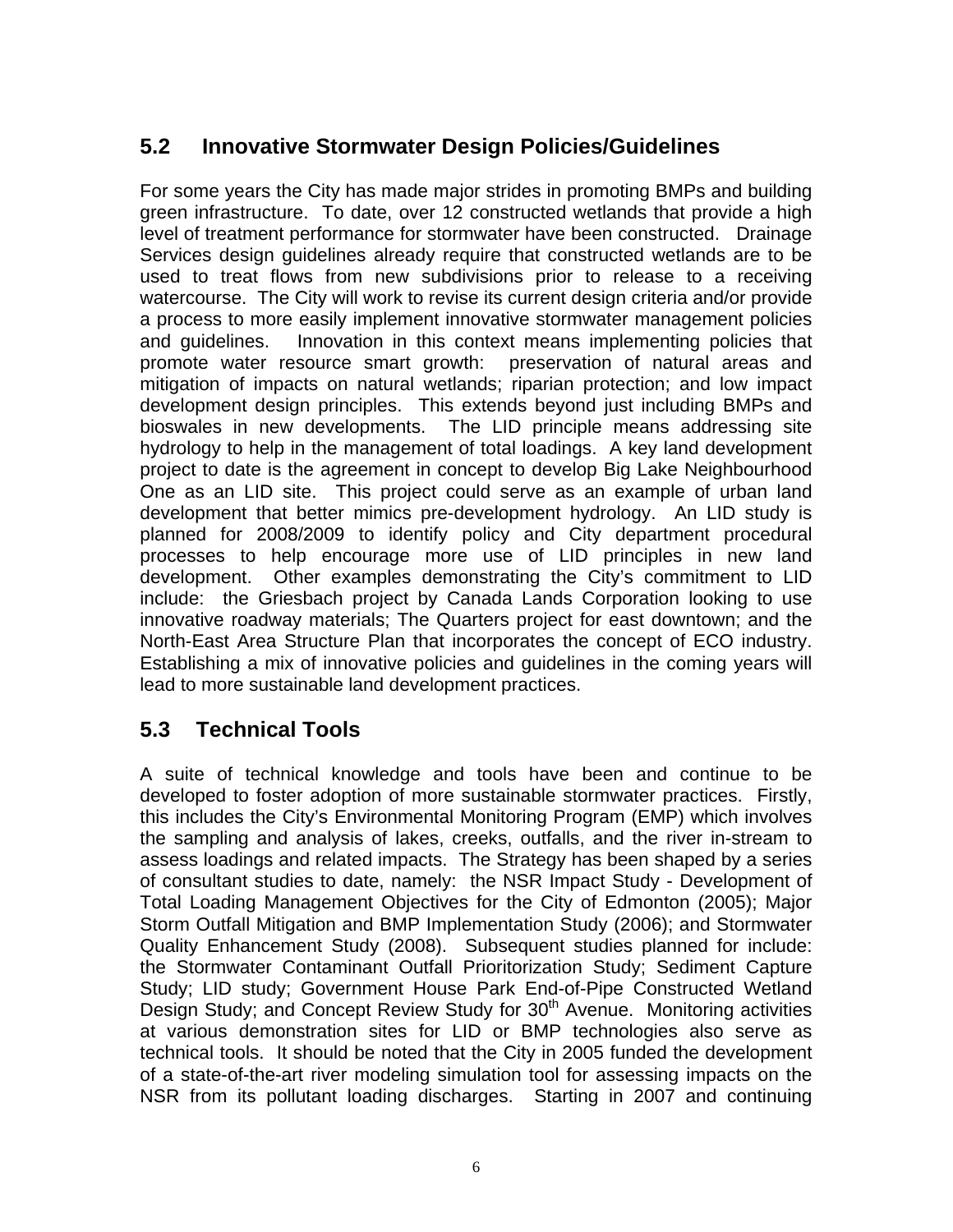## 5.2 Innovative Stormwater Design Policies/Guidelines

For some years the City has made major strides in promoting BMPs and building green infrastructure. To date, over 12 constructed wetlands that provide a high level of treatment performance for stormwater have been constructed. Drainage Services design guidelines already require that constructed wetlands are to be used to treat flows from new subdivisions prior to release to a receiving watercourse. The City will work to revise its current design criteria and/or provide a process to more easily implement innovative stormwater management policies and guidelines. Innovation in this context means implementing policies that promote water resource smart growth: preservation of natural areas and mitigation of impacts on natural wetlands; riparian protection; and low impact development design principles. This extends beyond just including BMPs and bioswales in new developments. The LID principle means addressing site hydrology to help in the management of total loadings. A key land development project to date is the agreement in concept to develop Big Lake Neighbourhood One as an LID site. This project could serve as an example of urban land development that better mimics pre-development hydrology. An LID study is planned for 2008/2009 to identify policy and City department procedural processes to help encourage more use of LID principles in new land development. Other examples demonstrating the City's commitment to LID include: the Griesbach project by Canada Lands Corporation looking to use innovative roadway materials; The Quarters project for east downtown; and the North-East Area Structure Plan that incorporates the concept of ECO industry. Establishing a mix of innovative policies and guidelines in the coming years will lead to more sustainable land development practices.

## 5.3 Technical Tools

A suite of technical knowledge and tools have been and continue to be developed to foster adoption of more sustainable stormwater practices. Firstly, this includes the City's Environmental Monitoring Program (EMP) which involves the sampling and analysis of lakes, creeks, outfalls, and the river in-stream to assess loadings and related impacts. The Strategy has been shaped by a series of consultant studies to date, namely: the NSR Impact Study - Development of Total Loading Management Objectives for the City of Edmonton (2005); Major Storm Outfall Mitigation and BMP Implementation Study (2006); and Stormwater Quality Enhancement Study (2008). Subsequent studies planned for include: the Stormwater Contaminant Outfall Prioritization Study; Sediment Capture Study; LID study; Government House Park End-of-Pipe Constructed Wetland Design Study; and Concept Review Study for 30th Avenue. Monitoring activities at various demonstration sites for LID or BMP technologies also serve as technical tools. It should be noted that the City in 2005 funded the development of a state-of-the-art river modeling simulation tool for assessing impacts on the NSR from its pollutant loading discharges. Starting in 2007 and continuing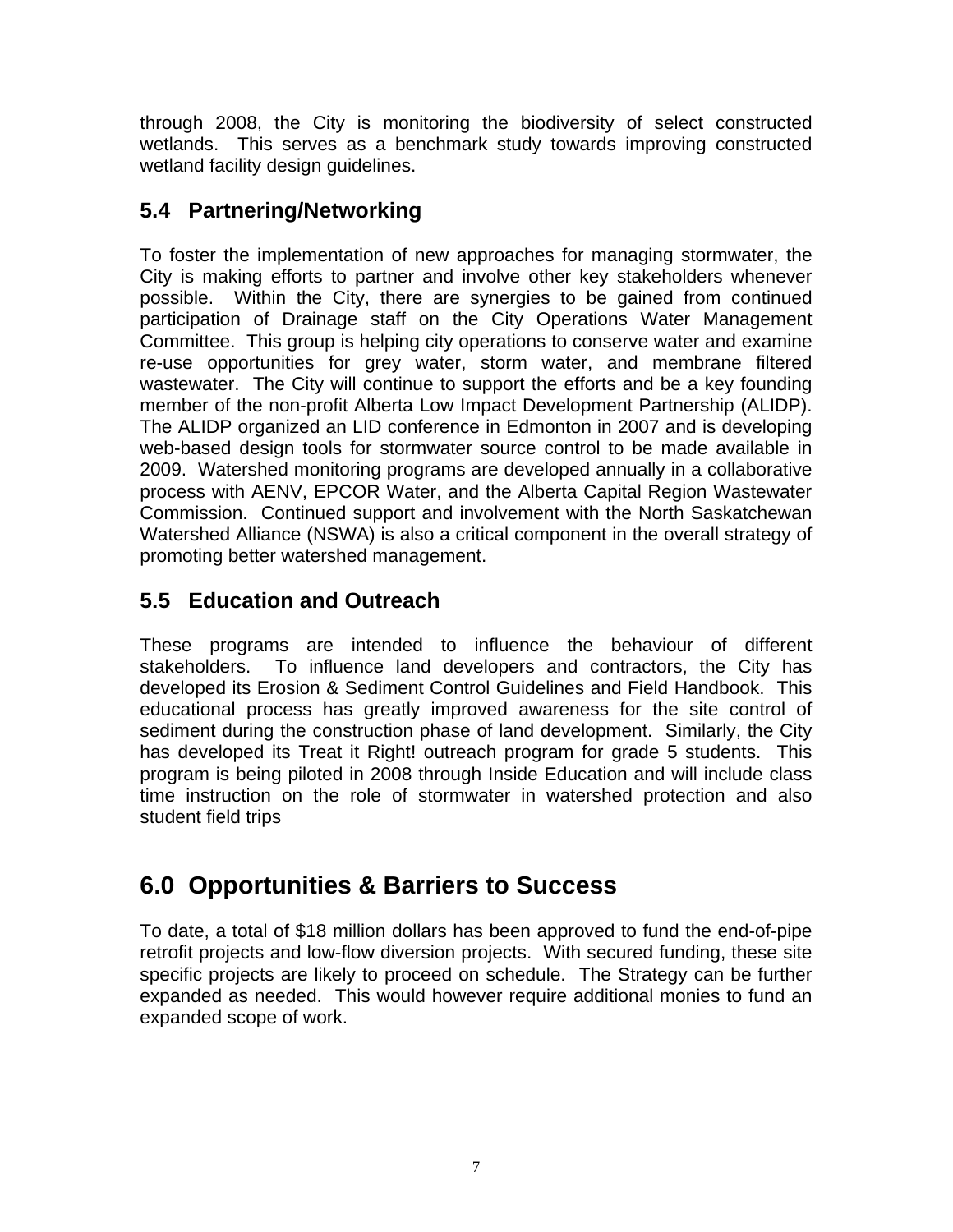through 2008, the City is monitoring the biodiversity of select constructed wetlands. This serves as a benchmark study towards improving constructed wetland facility design guidelines.

### 5.4 Partnering/Networking

To foster the implementation of new approaches for managing stormwater, the City is making efforts to partner and involve other key stakeholders whenever possible. Within the City, there are synergies to be gained from continued participation of Drainage staff on the City Operations Water Management Committee. This group is helping city operations to conserve water and examine re-use opportunities for grey water, storm water, and membrane filtered wastewater. The City will continue to support the efforts and be a key founding member of the non-profit Alberta Low Impact Development Partnership (ALIDP). The ALIDP organized an LID conference in Edmonton in 2007 and is developing web-based design tools for stormwater source control to be made available in 2009. Watershed monitoring programs are developed annually in a collaborative process with AENV, EPCOR Water, and the Alberta Capital Region Wastewater Commission. Continued support and involvement with the North Saskatchewan Watershed Alliance (NSWA) is also a critical component in the overall strategy of promoting better watershed management.

### 5.5 Education and Outreach

These programs are intended to influence the behaviour of different stakeholders. To influence land developers and contractors, the City has developed its Erosion & Sediment Control Guidelines and Field Handbook. This educational process has greatly improved awareness for the site control of sediment during the construction phase of land development. Similarly, the City has developed its Treat it Right! outreach program for grade 5 students. This program is being piloted in 2008 through Inside Education and will include class time instruction on the role of stormwater in watershed protection and also student field trips

## 6.0 Opportunities & Barriers to Success

To date, a total of $18 million dollars has been approved to fund the end-of-pipe retrofit projects and low-flow diversion projects. With secured funding, these site specific projects are likely to proceed on schedule. The Strategy can be further expanded as needed. This would however require additional monies to fund an expanded scope of work.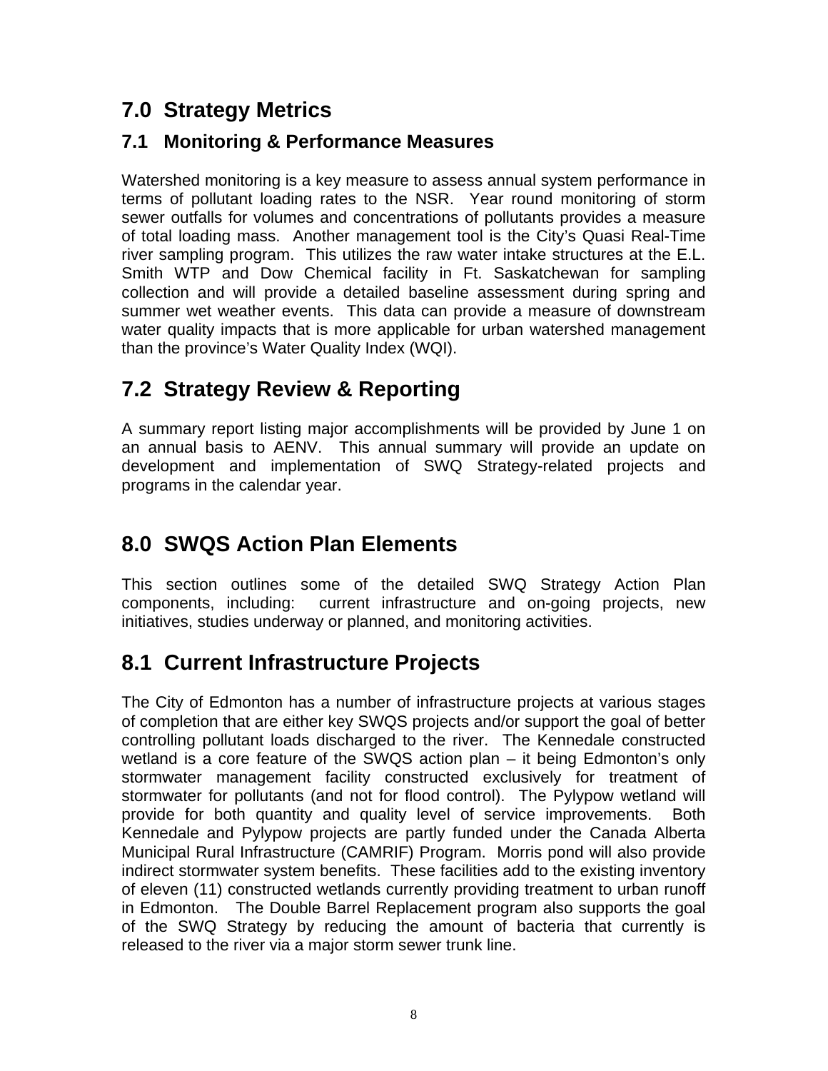# 7.0 Strategy Metrics

## 7.1 Monitoring & Performance Measures

Watershed monitoring is a key measure to assess annual system performance in terms of pollutant loading rates to the NSR. Year round monitoring of storm sewer outfalls for volumes and concentrations of pollutants provides a measure of total loading mass. Another management tool is the City's Quasi Real-Time river sampling program. This utilizes the raw water intake structures at the E.L. Smith WTP and Dow Chemical facility in Ft. Saskatchewan for sampling collection and will provide a detailed baseline assessment during spring and summer wet weather events. This data can provide a measure of downstream water quality impacts that is more applicable for urban watershed management than the province's Water Quality Index (WQI).

## 7.2 Strategy Review & Reporting

A summary report listing major accomplishments will be provided by June 1 on an annual basis to AENV. This annual summary will provide an update on development and implementation of SWQ Strategy-related projects and programs in the calendar year.

# 8.0 SWQS Action Plan Elements

This section outlines some of the detailed SWQ Strategy Action Plan components, including: current infrastructure and on-going projects, new initiatives, studies underway or planned, and monitoring activities.

## 8.1 Current Infrastructure Projects

The City of Edmonton has a number of infrastructure projects at various stages of completion that are either key SWQS projects and/or support the goal of better controlling pollutant loads discharged to the river. The Kennedale constructed wetland is a core feature of the SWQS action plan – it being Edmonton's only stormwater management facility constructed exclusively for treatment of stormwater for pollutants (and not for flood control). The Pylypow wetland will provide for both quantity and quality level of service improvements. Both Kennedale and Pylypow projects are partly funded under the Canada Alberta Municipal Rural Infrastructure (CAMRIF) Program. Morris pond will also provide indirect stormwater system benefits. These facilities add to the existing inventory of eleven (11) constructed wetlands currently providing treatment to urban runoff in Edmonton. The Double Barrel Replacement program also supports the goal of the SWQ Strategy by reducing the amount of bacteria that currently is released to the river via a major storm sewer trunk line.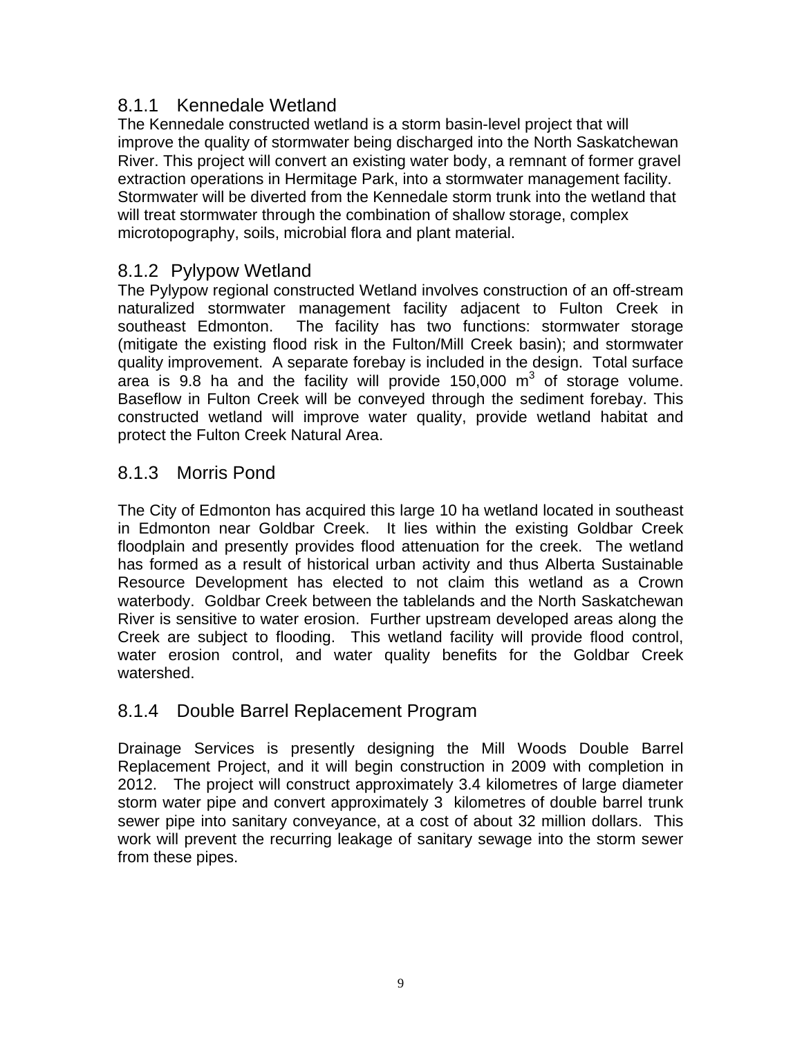### 8.1.1 Kennedale Wetland

The Kennedale constructed wetland is a storm basin-level project that will improve the quality of stormwater being discharged into the North Saskatchewan River. This project will convert an existing water body, a remnant of former gravel extraction operations in Hermitage Park, into a stormwater management facility. Stormwater will be diverted from the Kennedale storm trunk into the wetland that will treat stormwater through the combination of shallow storage, complex microtopography, soils, microbial flora and plant material.

### 8.1.2 Pylypow Wetland

The Pylypow regional constructed Wetland involves construction of an off-stream naturalized stormwater management facility adjacent to Fulton Creek in southeast Edmonton. The facility has two functions: stormwater storage (mitigate the existing flood risk in the Fulton/Mill Creek basin); and stormwater quality improvement. A separate forebay is included in the design. Total surface area is 9.8 ha and the facility will provide 150,000 $m^3$ of storage volume. Baseflow in Fulton Creek will be conveyed through the sediment forebay. This constructed wetland will improve water quality, provide wetland habitat and protect the Fulton Creek Natural Area.

### 8.1.3 Morris Pond

The City of Edmonton has acquired this large 10 ha wetland located in southeast in Edmonton near Goldbar Creek. It lies within the existing Goldbar Creek floodplain and presently provides flood attenuation for the creek. The wetland has formed as a result of historical urban activity and thus Alberta Sustainable Resource Development has elected to not claim this wetland as a Crown waterbody. Goldbar Creek between the tablelands and the North Saskatchewan River is sensitive to water erosion. Further upstream developed areas along the Creek are subject to flooding. This wetland facility will provide flood control, water erosion control, and water quality benefits for the Goldbar Creek watershed.

### 8.1.4 Double Barrel Replacement Program

Drainage Services is presently designing the Mill Woods Double Barrel Replacement Project, and it will begin construction in 2009 with completion in 2012. The project will construct approximately 3.4 kilometres of large diameter storm water pipe and convert approximately 3 kilometres of double barrel trunk sewer pipe into sanitary conveyance, at a cost of about 32 million dollars. This work will prevent the recurring leakage of sanitary sewage into the storm sewer from these pipes.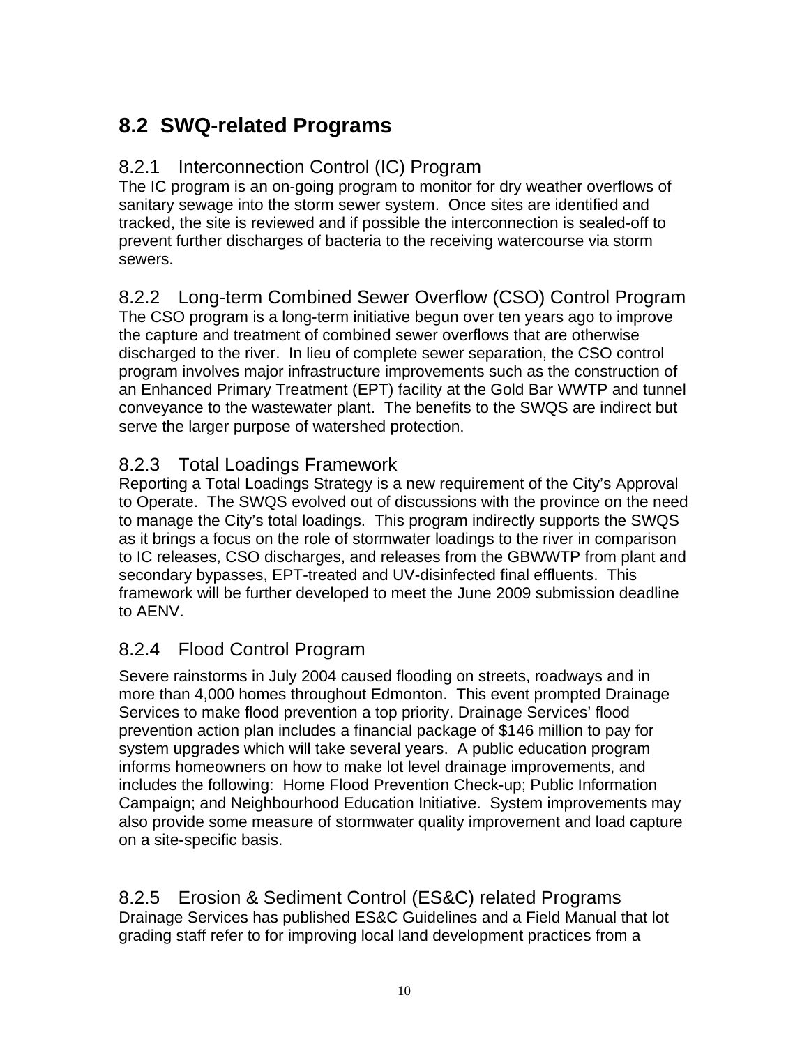## 8.2 SWQ-related Programs

### 8.2.1 Interconnection Control (IC) Program

The IC program is an on-going program to monitor for dry weather overflows of sanitary sewage into the storm sewer system. Once sites are identified and tracked, the site is reviewed and if possible the interconnection is sealed-off to prevent further discharges of bacteria to the receiving watercourse via storm sewers.

### 8.2.2 Long-term Combined Sewer Overflow (CSO) Control Program

The CSO program is a long-term initiative begun over ten years ago to improve the capture and treatment of combined sewer overflows that are otherwise discharged to the river. In lieu of complete sewer separation, the CSO control program involves major infrastructure improvements such as the construction of an Enhanced Primary Treatment (EPT) facility at the Gold Bar WWTP and tunnel conveyance to the wastewater plant. The benefits to the SWQS are indirect but serve the larger purpose of watershed protection.

### 8.2.3 Total Loadings Framework

Reporting a Total Loadings Strategy is a new requirement of the City's Approval to Operate. The SWQS evolved out of discussions with the province on the need to manage the City's total loadings. This program indirectly supports the SWQS as it brings a focus on the role of stormwater loadings to the river in comparison to IC releases, CSO discharges, and releases from the GBWWTP from plant and secondary bypasses, EPT-treated and UV-disinfected final effluents. This framework will be further developed to meet the June 2009 submission deadline to AENV.

### 8.2.4 Flood Control Program

Severe rainstorms in July 2004 caused flooding on streets, roadways and in more than 4,000 homes throughout Edmonton. This event prompted Drainage Services to make flood prevention a top priority. Drainage Services' flood prevention action plan includes a financial package of $146 million to pay for system upgrades which will take several years. A public education program informs homeowners on how to make lot level drainage improvements, and includes the following: Home Flood Prevention Check-up; Public Information Campaign; and Neighbourhood Education Initiative. System improvements may also provide some measure of stormwater quality improvement and load capture on a site-specific basis.

### 8.2.5 Erosion & Sediment Control (ES&C) related Programs

Drainage Services has published ES&C Guidelines and a Field Manual that lot grading staff refer to for improving local land development practices from a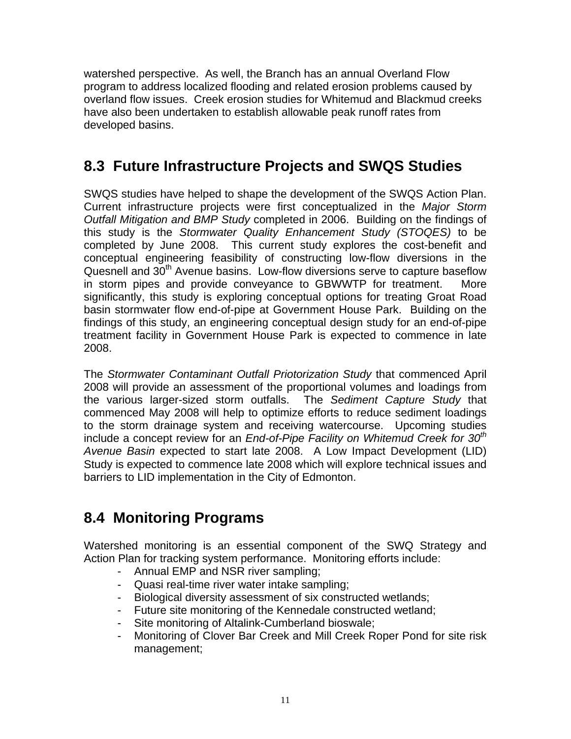watershed perspective. As well, the Branch has an annual Overland Flow program to address localized flooding and related erosion problems caused by overland flow issues. Creek erosion studies for Whitemud and Blackmud creeks have also been undertaken to establish allowable peak runoff rates from developed basins.

## 8.3 Future Infrastructure Projects and SWQS Studies

SWQS studies have helped to shape the development of the SWQS Action Plan. Current infrastructure projects were first conceptualized in the *Major Storm Outfall Mitigation and BMP Study* completed in 2006. Building on the findings of this study is the *Stormwater Quality Enhancement Study (STOQES)* to be completed by June 2008. This current study explores the cost-benefit and conceptual engineering feasibility of constructing low-flow diversions in the Quesnell and 30th Avenue basins. Low-flow diversions serve to capture baseflow in storm pipes and provide conveyance to GBWWTP for treatment. More significantly, this study is exploring conceptual options for treating Groat Road basin stormwater flow end-of-pipe at Government House Park. Building on the findings of this study, an engineering conceptual design study for an end-of-pipe treatment facility in Government House Park is expected to commence in late 2008.

The *Stormwater Contaminant Outfall Priotorization Study* that commenced April 2008 will provide an assessment of the proportional volumes and loadings from the various larger-sized storm outfalls. The *Sediment Capture Study* that commenced May 2008 will help to optimize efforts to reduce sediment loadings to the storm drainage system and receiving watercourse. Upcoming studies include a concept review for an *End-of-Pipe Facility on Whitemud Creek for 30th Avenue Basin* expected to start late 2008. A Low Impact Development (LID) Study is expected to commence late 2008 which will explore technical issues and barriers to LID implementation in the City of Edmonton.

## 8.4 Monitoring Programs

Watershed monitoring is an essential component of the SWQ Strategy and Action Plan for tracking system performance. Monitoring efforts include:

- Annual EMP and NSR river sampling;
- Quasi real-time river water intake sampling;
- Biological diversity assessment of six constructed wetlands;
- Future site monitoring of the Kennedale constructed wetland;
- Site monitoring of Altalink-Cumberland bioswale;
- Monitoring of Clover Bar Creek and Mill Creek Roper Pond for site risk management;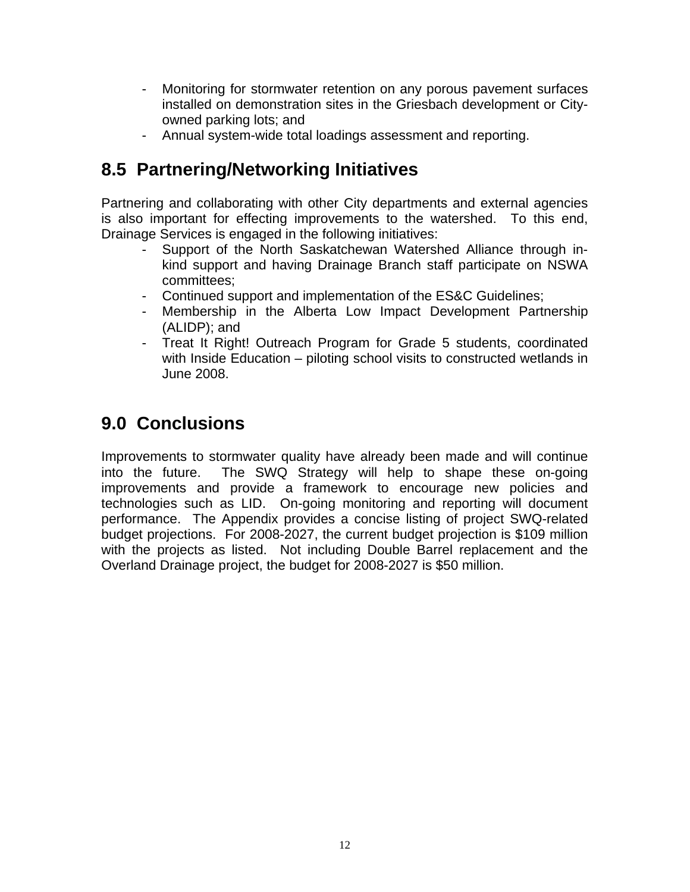- Monitoring for stormwater retention on any porous pavement surfaces installed on demonstration sites in the Griesbach development or City-owned parking lots; and
- Annual system-wide total loadings assessment and reporting.

## 8.5 Partnering/Networking Initiatives

Partnering and collaborating with other City departments and external agencies is also important for effecting improvements to the watershed. To this end, Drainage Services is engaged in the following initiatives:

- Support of the North Saskatchewan Watershed Alliance through in-kind support and having Drainage Branch staff participate on NSWA committees;
- Continued support and implementation of the ES&C Guidelines;
- Membership in the Alberta Low Impact Development Partnership (ALIDP); and
- Treat It Right! Outreach Program for Grade 5 students, coordinated with Inside Education – piloting school visits to constructed wetlands in June 2008.

# 9.0 Conclusions

Improvements to stormwater quality have already been made and will continue into the future. The SWQ Strategy will help to shape these on-going improvements and provide a framework to encourage new policies and technologies such as LID. On-going monitoring and reporting will document performance. The Appendix provides a concise listing of project SWQ-related budget projections. For 2008-2027, the current budget projection is $109 million with the projects as listed. Not including Double Barrel replacement and the Overland Drainage project, the budget for 2008-2027 is $50 million.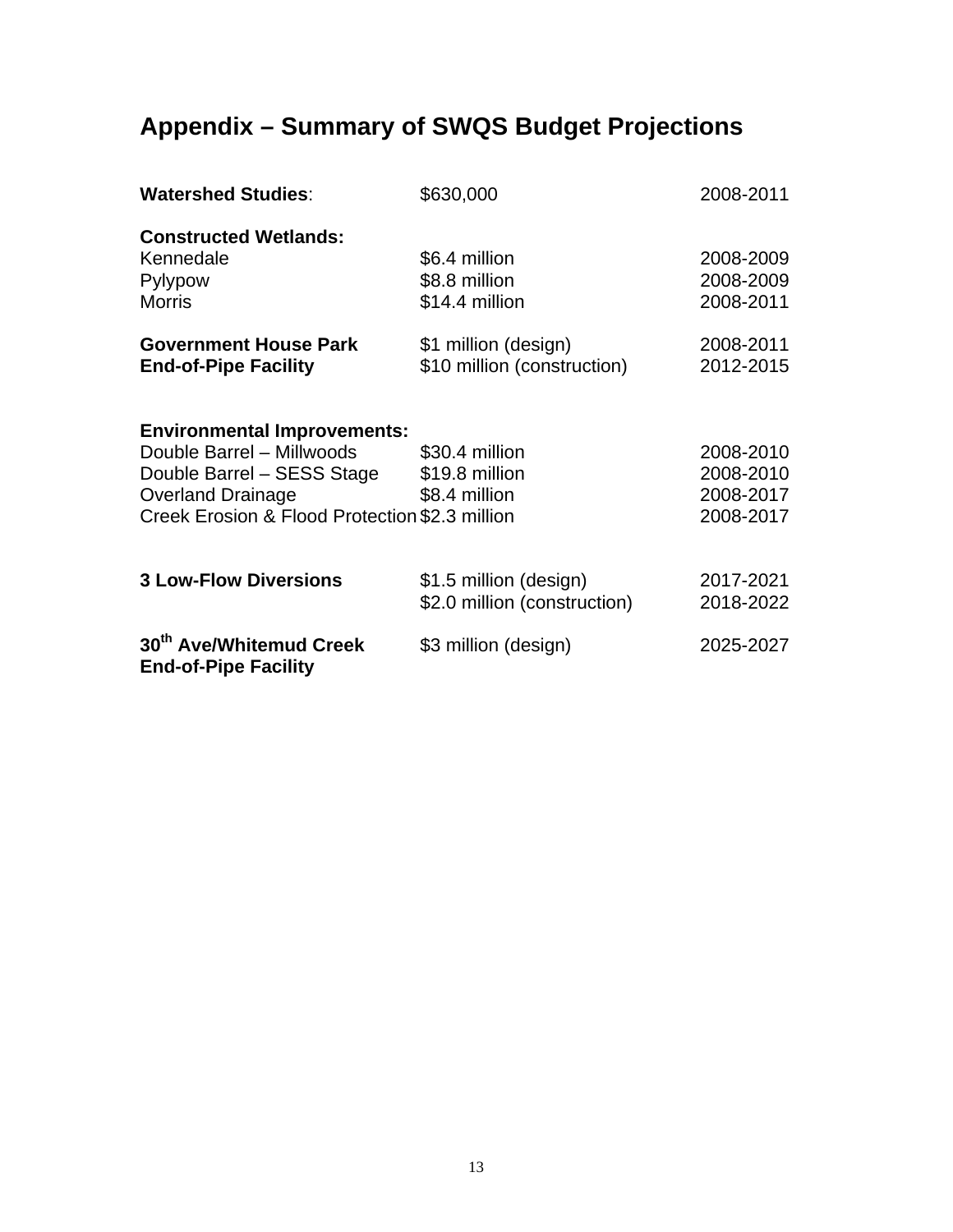# Appendix – Summary of SWQS Budget Projections

| | | |
|---|---|---|
| **Watershed Studies**: | $630,000 | 2008-2011 |
| **Constructed Wetlands:** | | |
| Kennedale | $6.4 million | 2008-2009 |
| Pylypow | $8.8 million | 2008-2009 |
| Morris | $14.4 million | 2008-2011 |
| **Government House Park End-of-Pipe Facility** | $1 million (design) | 2008-2011 |
| | $10 million (construction) | 2012-2015 |
| **Environmental Improvements:** | | |
| Double Barrel – Millwoods | $30.4 million | 2008-2010 |
| Double Barrel – SESS Stage | $19.8 million | 2008-2010 |
| Overland Drainage | $8.4 million | 2008-2017 |
| Creek Erosion & Flood Protection | $2.3 million | 2008-2017 |
| **3 Low-Flow Diversions** | $1.5 million (design) | 2017-2021 |
| | $2.0 million (construction) | 2018-2022 |
| **30th Ave/Whitemud Creek End-of-Pipe Facility** | $3 million (design) | 2025-2027 |